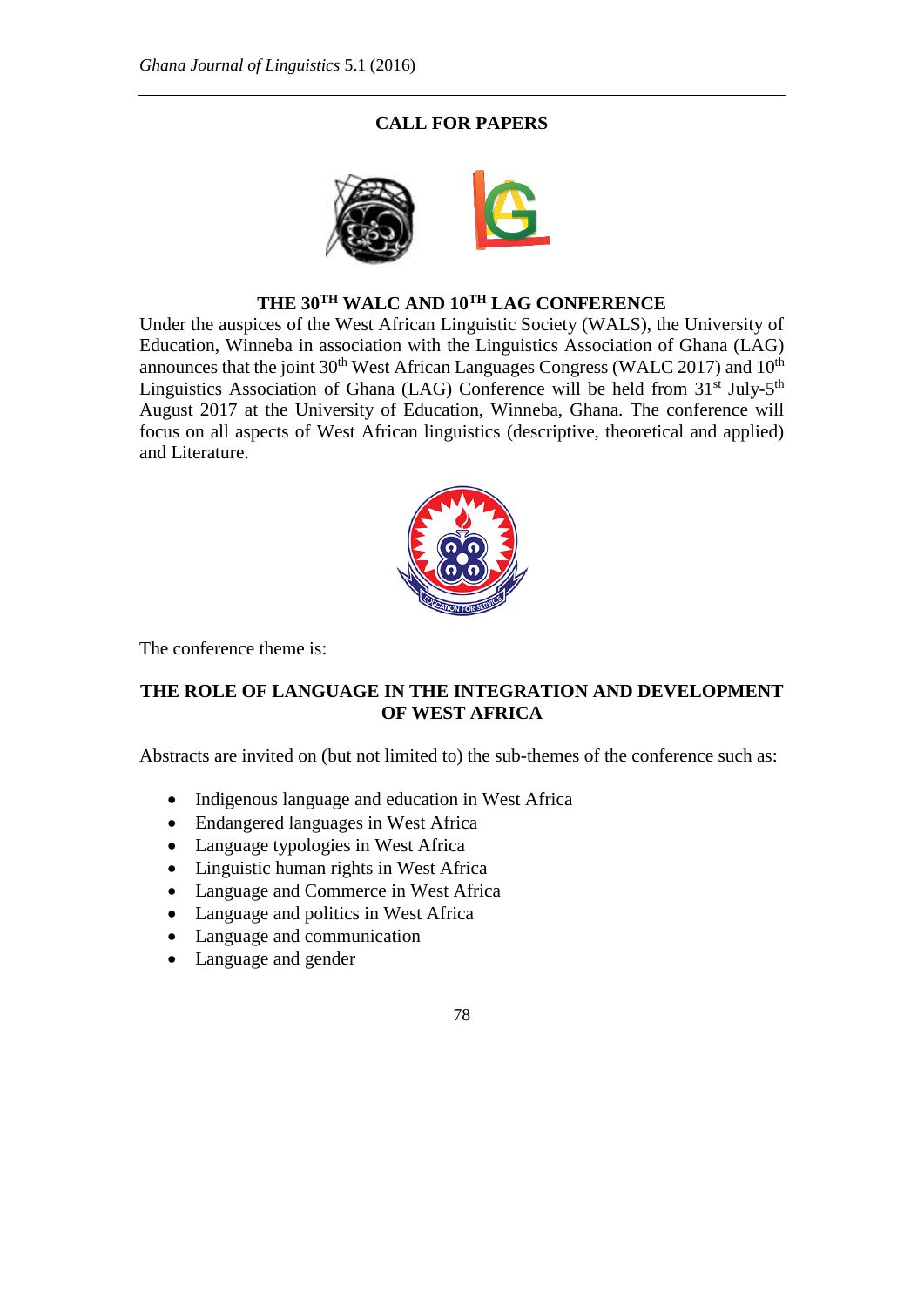# CALL FOR PAPERS

## THE 30TH WALC AND 10TH LAG CONFERENCE

Under the auspices of the West African Linguistic Society (WALS), the University of Education, Winneba in association with the Linguistics Association of Ghana (LAG) announces that the joint 30th West African Languages Congress (WALC 2017) and 10th Linguistics Association of Ghana (LAG) Conference will be held from 31st July-5th August 2017 at the University of Education, Winneba, Ghana. The conference will focus on all aspects of West African linguistics (descriptive, theoretical and applied) and Literature.

The conference theme is:

**THE ROLE OF LANGUAGE IN THE INTEGRATION AND DEVELOPMENT OF WEST AFRICA**

Abstracts are invited on (but not limited to) the sub-themes of the conference such as:

- Indigenous language and education in West Africa
- Endangered languages in West Africa
- Language typologies in West Africa
- Linguistic human rights in West Africa
- Language and Commerce in West Africa
- Language and politics in West Africa
- Language and communication
- Language and gender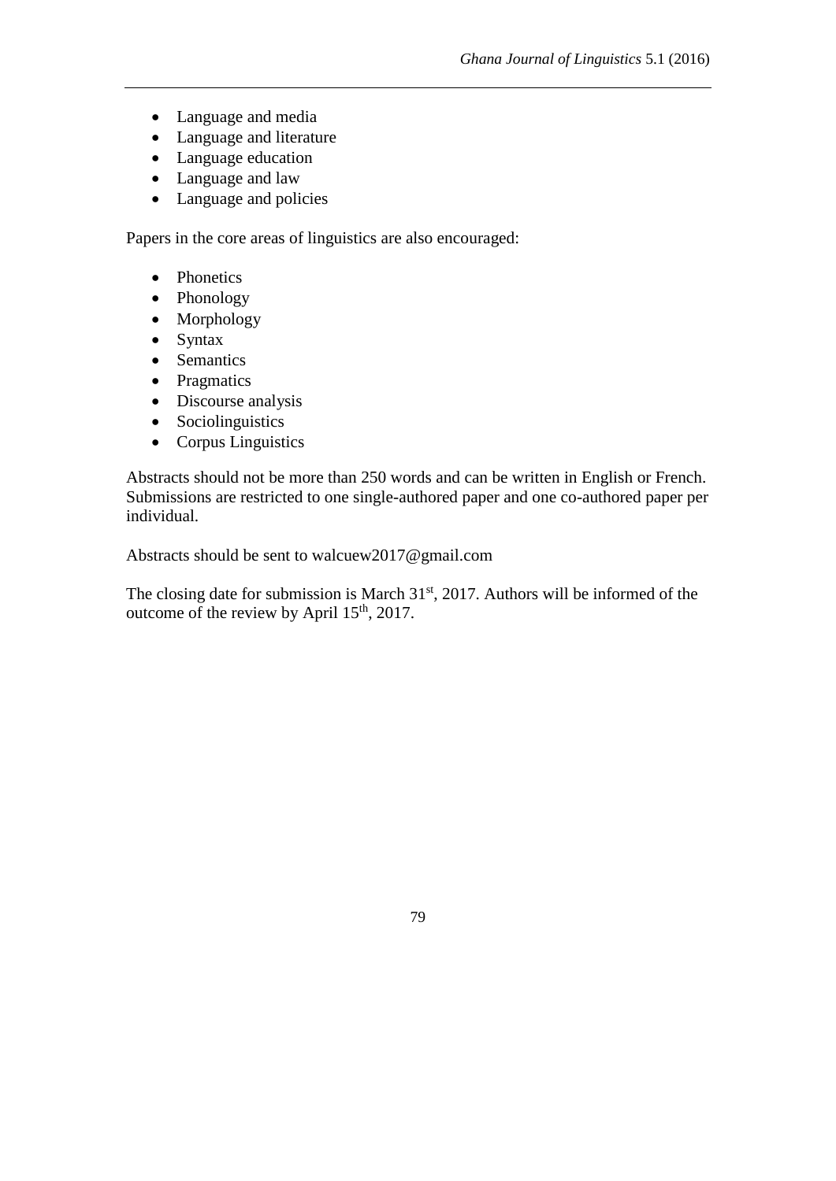- Language and media
- Language and literature
- Language education
- Language and law
- Language and policies

Papers in the core areas of linguistics are also encouraged:

- Phonetics
- Phonology
- Morphology
- Syntax
- Semantics
- Pragmatics
- Discourse analysis
- Sociolinguistics
- Corpus Linguistics

Abstracts should not be more than 250 words and can be written in English or French. Submissions are restricted to one single-authored paper and one co-authored paper per individual.

Abstracts should be sent to walcuew2017@gmail.com

The closing date for submission is March 31st, 2017. Authors will be informed of the outcome of the review by April 15th, 2017.